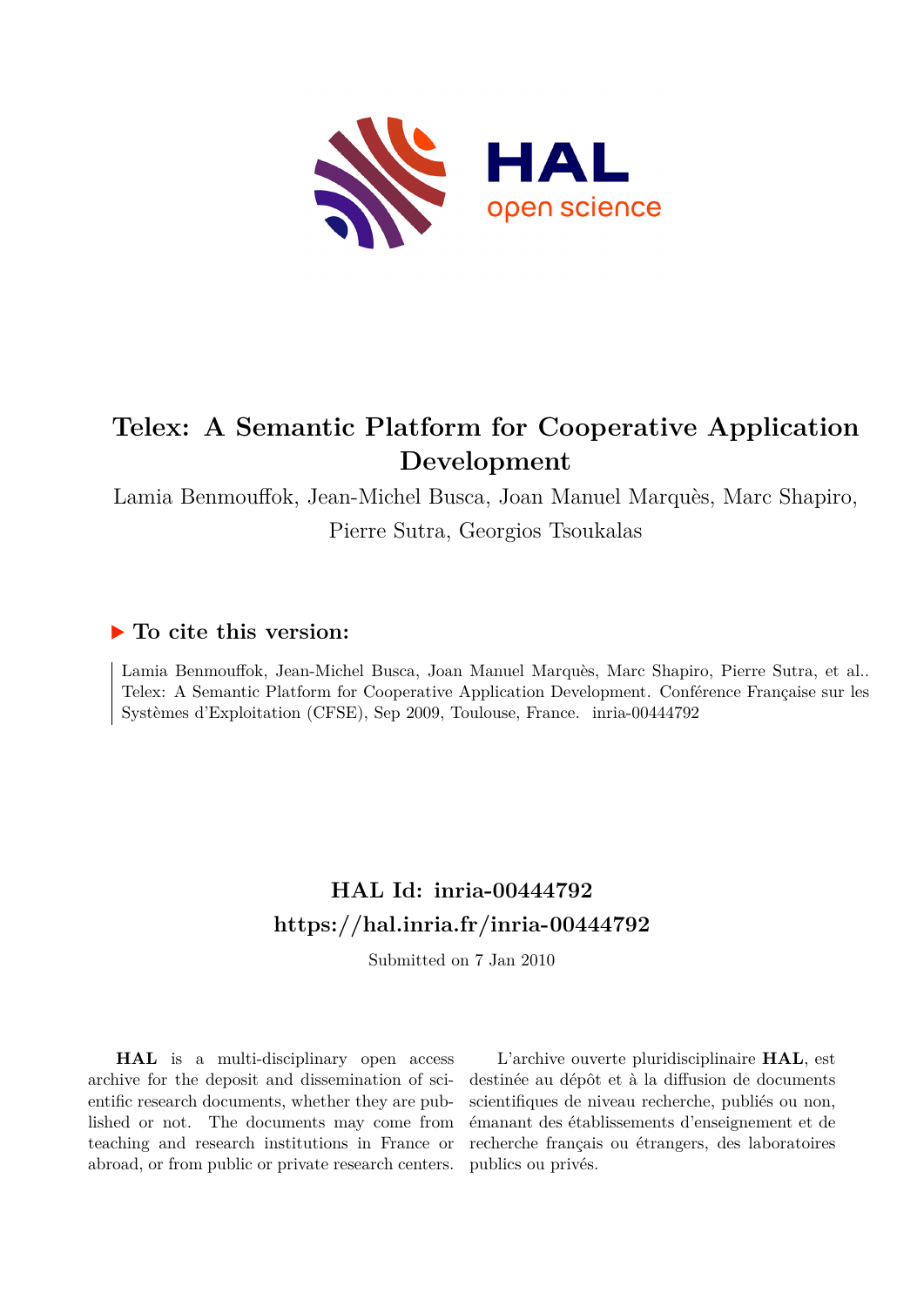# Telex: A Semantic Platform for Cooperative Application Development

Lamia Benmouffok, Jean-Michel Busca, Joan Manuel Marquès, Marc Shapiro, Pierre Sutra, Georgios Tsoukalas

## ▶ To cite this version:

Lamia Benmouffok, Jean-Michel Busca, Joan Manuel Marquès, Marc Shapiro, Pierre Sutra, et al.. Telex: A Semantic Platform for Cooperative Application Development. Conférence Française sur les Systèmes d'Exploitation (CFSE), Sep 2009, Toulouse, France. inria-00444792

## HAL Id: inria-00444792
## https://hal.inria.fr/inria-00444792

Submitted on 7 Jan 2010

**HAL** is a multi-disciplinary open access archive for the deposit and dissemination of scientific research documents, whether they are published or not. The documents may come from teaching and research institutions in France or abroad, or from public or private research centers.

L'archive ouverte pluridisciplinaire **HAL**, est destinée au dépôt et à la diffusion de documents scientifiques de niveau recherche, publiés ou non, émanant des établissements d'enseignement et de recherche français ou étrangers, des laboratoires publics ou privés.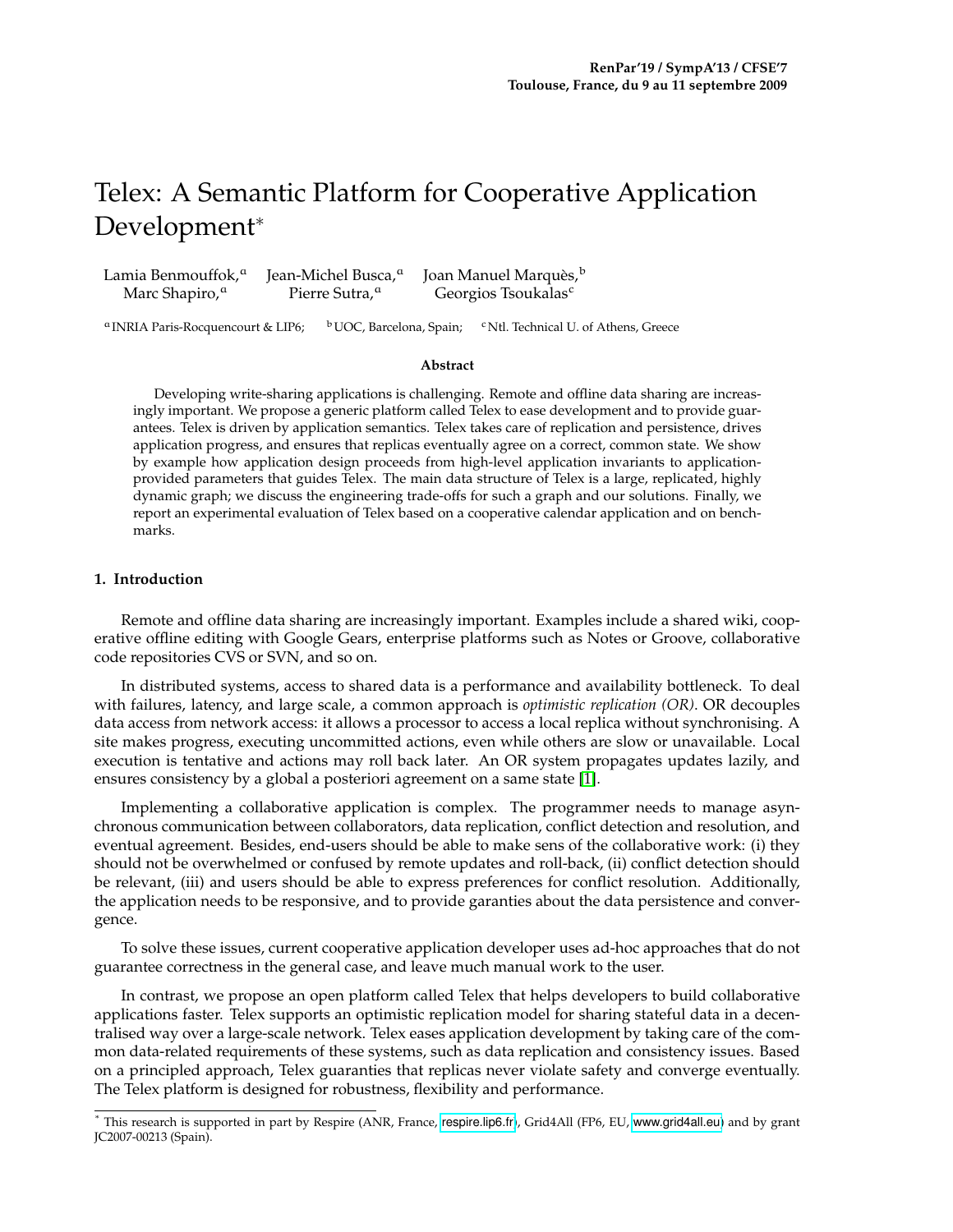# Telex: A Semantic Platform for Cooperative Application Development*

Lamia Benmouffok,[a] Jean-Michel Busca,[a] Joan Manuel Marquès,[b] Marc Shapiro,[a] Pierre Sutra,[a] Georgios Tsoukalas[c]

[a] INRIA Paris-Rocquencourt & LIP6; [b] UOC, Barcelona, Spain; [c] Ntl. Technical U. of Athens, Greece

### Abstract

Developing write-sharing applications is challenging. Remote and offline data sharing are increasingly important. We propose a generic platform called Telex to ease development and to provide guarantees. Telex is driven by application semantics. Telex takes care of replication and persistence, drives application progress, and ensures that replicas eventually agree on a correct, common state. We show by example how application design proceeds from high-level application invariants to application-provided parameters that guides Telex. The main data structure of Telex is a large, replicated, highly dynamic graph; we discuss the engineering trade-offs for such a graph and our solutions. Finally, we report an experimental evaluation of Telex based on a cooperative calendar application and on benchmarks.

## 1. Introduction

Remote and offline data sharing are increasingly important. Examples include a shared wiki, cooperative offline editing with Google Gears, enterprise platforms such as Notes or Groove, collaborative code repositories CVS or SVN, and so on.

In distributed systems, access to shared data is a performance and availability bottleneck. To deal with failures, latency, and large scale, a common approach is *optimistic replication (OR)*. OR decouples data access from network access: it allows a processor to access a local replica without synchronising. A site makes progress, executing uncommitted actions, even while others are slow or unavailable. Local execution is tentative and actions may roll back later. An OR system propagates updates lazily, and ensures consistency by a global a posteriori agreement on a same state [1].

Implementing a collaborative application is complex. The programmer needs to manage asynchronous communication between collaborators, data replication, conflict detection and resolution, and eventual agreement. Besides, end-users should be able to make sens of the collaborative work: (i) they should not be overwhelmed or confused by remote updates and roll-back, (ii) conflict detection should be relevant, (iii) and users should be able to express preferences for conflict resolution. Additionally, the application needs to be responsive, and to provide garanties about the data persistence and convergence.

To solve these issues, current cooperative application developer uses ad-hoc approaches that do not guarantee correctness in the general case, and leave much manual work to the user.

In contrast, we propose an open platform called Telex that helps developers to build collaborative applications faster. Telex supports an optimistic replication model for sharing stateful data in a decentralised way over a large-scale network. Telex eases application development by taking care of the common data-related requirements of these systems, such as data replication and consistency issues. Based on a principled approach, Telex guaranties that replicas never violate safety and converge eventually. The Telex platform is designed for robustness, flexibility and performance.

* This research is supported in part by Respire (ANR, France, respire.lip6.fr), Grid4All (FP6, EU, www.grid4all.eu) and by grant JC2007-00213 (Spain).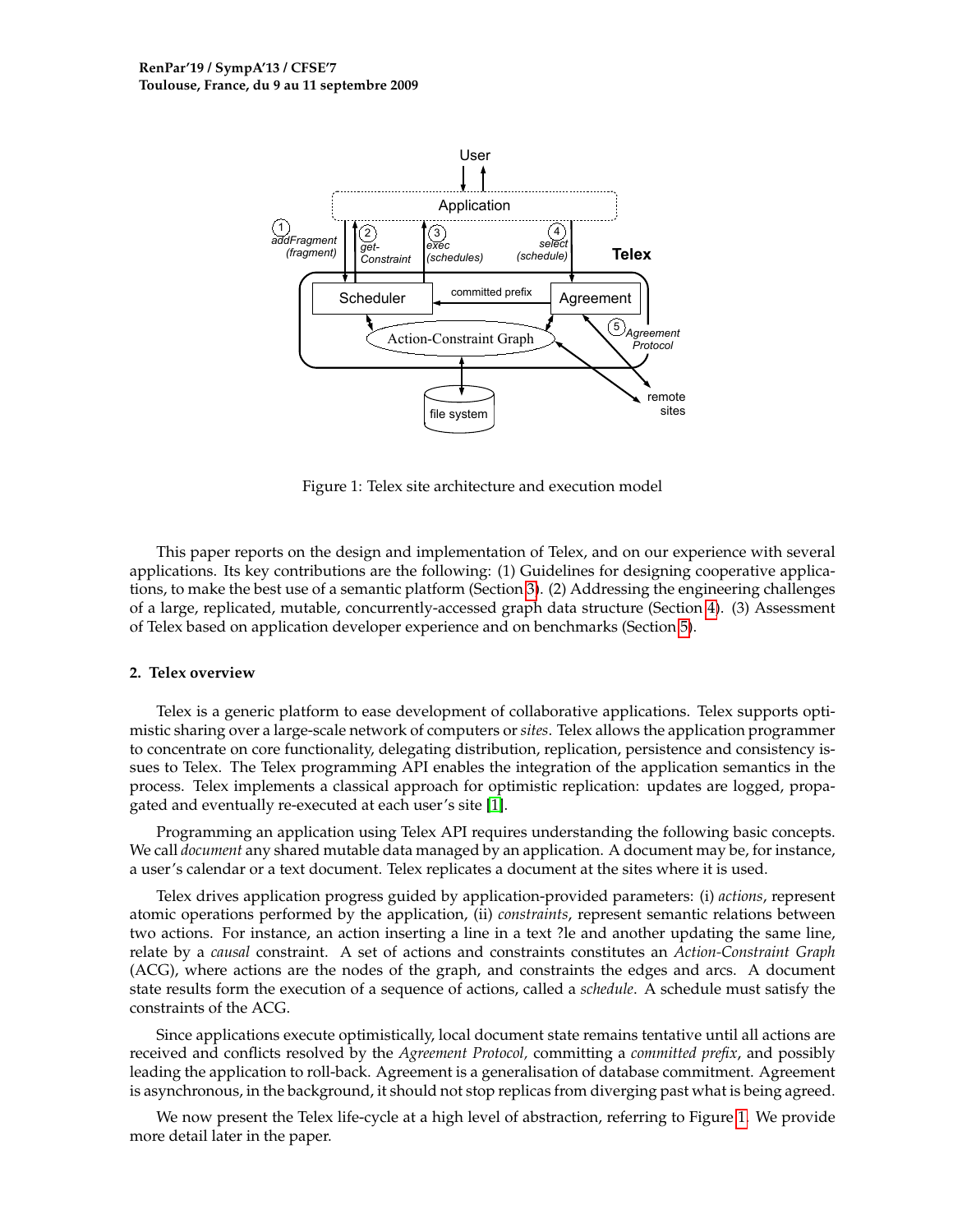Figure 1: Telex site architecture and execution model

This paper reports on the design and implementation of Telex, and on our experience with several applications. Its key contributions are the following: (1) Guidelines for designing cooperative applications, to make the best use of a semantic platform (Section 3). (2) Addressing the engineering challenges of a large, replicated, mutable, concurrently-accessed graph data structure (Section 4). (3) Assessment of Telex based on application developer experience and on benchmarks (Section 5).

## 2. Telex overview

Telex is a generic platform to ease development of collaborative applications. Telex supports optimistic sharing over a large-scale network of computers or *sites*. Telex allows the application programmer to concentrate on core functionality, delegating distribution, replication, persistence and consistency issues to Telex. The Telex programming API enables the integration of the application semantics in the process. Telex implements a classical approach for optimistic replication: updates are logged, propagated and eventually re-executed at each user's site [1].

Programming an application using Telex API requires understanding the following basic concepts. We call *document* any shared mutable data managed by an application. A document may be, for instance, a user's calendar or a text document. Telex replicates a document at the sites where it is used.

Telex drives application progress guided by application-provided parameters: (i) *actions*, represent atomic operations performed by the application, (ii) *constraints*, represent semantic relations between two actions. For instance, an action inserting a line in a text ?le and another updating the same line, relate by a *causal* constraint. A set of actions and constraints constitutes an *Action-Constraint Graph* (ACG), where actions are the nodes of the graph, and constraints the edges and arcs. A document state results form the execution of a sequence of actions, called a *schedule*. A schedule must satisfy the constraints of the ACG.

Since applications execute optimistically, local document state remains tentative until all actions are received and conflicts resolved by the *Agreement Protocol,* committing a *committed prefix*, and possibly leading the application to roll-back. Agreement is a generalisation of database commitment. Agreement is asynchronous, in the background, it should not stop replicas from diverging past what is being agreed.

We now present the Telex life-cycle at a high level of abstraction, referring to Figure 1. We provide more detail later in the paper.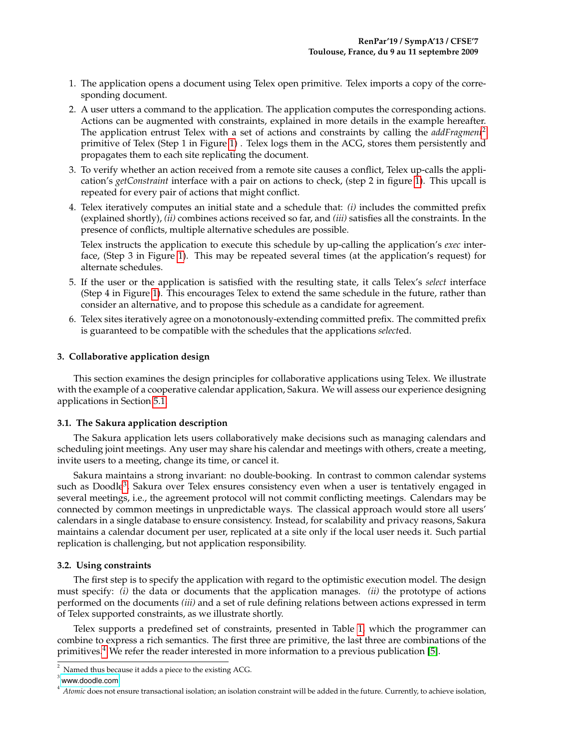1. The application opens a document using Telex open primitive. Telex imports a copy of the corresponding document.
2. A user utters a command to the application. The application computes the corresponding actions. Actions can be augmented with constraints, explained in more details in the example hereafter. The application entrust Telex with a set of actions and constraints by calling the *addFragment*[2] primitive of Telex (Step 1 in Figure 1) . Telex logs them in the ACG, stores them persistently and propagates them to each site replicating the document.
3. To verify whether an action received from a remote site causes a conflict, Telex up-calls the application's *getConstraint* interface with a pair on actions to check, (step 2 in figure 1). This upcall is repeated for every pair of actions that might conflict.
4. Telex iteratively computes an initial state and a schedule that: *(i)* includes the committed prefix (explained shortly), *(ii)* combines actions received so far, and *(iii)* satisfies all the constraints. In the presence of conflicts, multiple alternative schedules are possible.

   Telex instructs the application to execute this schedule by up-calling the application's *exec* interface, (Step 3 in Figure 1). This may be repeated several times (at the application's request) for alternate schedules.
5. If the user or the application is satisfied with the resulting state, it calls Telex's *select* interface (Step 4 in Figure 1). This encourages Telex to extend the same schedule in the future, rather than consider an alternative, and to propose this schedule as a candidate for agreement.
6. Telex sites iteratively agree on a monotonously-extending committed prefix. The committed prefix is guaranteed to be compatible with the schedules that the applications *select*ed.

### 3. Collaborative application design

This section examines the design principles for collaborative applications using Telex. We illustrate with the example of a cooperative calendar application, Sakura. We will assess our experience designing applications in Section 5.1.

#### 3.1. The Sakura application description

The Sakura application lets users collaboratively make decisions such as managing calendars and scheduling joint meetings. Any user may share his calendar and meetings with others, create a meeting, invite users to a meeting, change its time, or cancel it.

Sakura maintains a strong invariant: no double-booking. In contrast to common calendar systems such as Doodle[3], Sakura over Telex ensures consistency even when a user is tentatively engaged in several meetings, i.e., the agreement protocol will not commit conflicting meetings. Calendars may be connected by common meetings in unpredictable ways. The classical approach would store all users' calendars in a single database to ensure consistency. Instead, for scalability and privacy reasons, Sakura maintains a calendar document per user, replicated at a site only if the local user needs it. Such partial replication is challenging, but not application responsibility.

#### 3.2. Using constraints

The first step is to specify the application with regard to the optimistic execution model. The design must specify: *(i)* the data or documents that the application manages. *(ii)* the prototype of actions performed on the documents *(iii)* and a set of rule defining relations between actions expressed in term of Telex supported constraints, as we illustrate shortly.

Telex supports a predefined set of constraints, presented in Table 1, which the programmer can combine to express a rich semantics. The first three are primitive, the last three are combinations of the primitives.[4] We refer the reader interested in more information to a previous publication [5].

---

[2] Named thus because it adds a piece to the existing ACG.

[3] www.doodle.com

[4] *Atomic* does not ensure transactional isolation; an isolation constraint will be added in the future. Currently, to achieve isolation,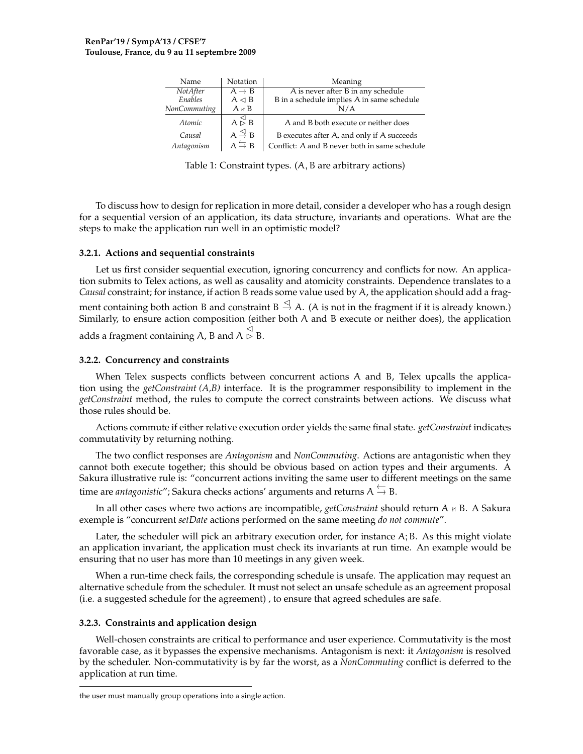| Name | Notation | Meaning |
|---|---|---|
| *NotAfter* | $A \rightarrow B$ | A is never after B in any schedule |
| *Enables* | $A \lhd B$ | B in a schedule implies A in same schedule |
| *NonCommuting* | $A \nparallel B$ | N/A |
| *Atomic* | $A \overset{\lhd}{\rhd} B$ | A and B both execute or neither does |
| *Causal* | $A \overset{\lhd}{\rightarrow} B$ | B executes after A, and only if A succeeds |
| *Antagonism* | $A \leftrightarrows B$ | Conflict: A and B never both in same schedule |

Table 1: Constraint types. ($A$, $B$ are arbitrary actions)

To discuss how to design for replication in more detail, consider a developer who has a rough design for a sequential version of an application, its data structure, invariants and operations. What are the steps to make the application run well in an optimistic model?

### 3.2.1. Actions and sequential constraints

Let us first consider sequential execution, ignoring concurrency and conflicts for now. An application submits to Telex actions, as well as causality and atomicity constraints. Dependence translates to a *Causal* constraint; for instance, if action B reads some value used by A, the application should add a fragment containing both action B and constraint $B \overset{\lhd}{\rightarrow} A$. (A is not in the fragment if it is already known.) Similarly, to ensure action composition (either both A and B execute or neither does), the application adds a fragment containing A, B and $A \overset{\lhd}{\rhd} B$.

### 3.2.2. Concurrency and constraints

When Telex suspects conflicts between concurrent actions A and B, Telex upcalls the application using the *getConstraint (A,B)* interface. It is the programmer responsibility to implement in the *getConstraint* method, the rules to compute the correct constraints between actions. We discuss what those rules should be.

Actions commute if either relative execution order yields the same final state. *getConstraint* indicates commutativity by returning nothing.

The two conflict responses are *Antagonism* and *NonCommuting*. Actions are antagonistic when they cannot both execute together; this should be obvious based on action types and their arguments. A Sakura illustrative rule is: "concurrent actions inviting the same user to different meetings on the same time are *antagonistic*"; Sakura checks actions' arguments and returns $A \leftrightarrows B$.

In all other cases where two actions are incompatible, *getConstraint* should return $A \nparallel B$. A Sakura exemple is "concurrent *setDate* actions performed on the same meeting *do not commute*".

Later, the scheduler will pick an arbitrary execution order, for instance A; B. As this might violate an application invariant, the application must check its invariants at run time. An example would be ensuring that no user has more than 10 meetings in any given week.

When a run-time check fails, the corresponding schedule is unsafe. The application may request an alternative schedule from the scheduler. It must not select an unsafe schedule as an agreement proposal (i.e. a suggested schedule for the agreement) , to ensure that agreed schedules are safe.

### 3.2.3. Constraints and application design

Well-chosen constraints are critical to performance and user experience. Commutativity is the most favorable case, as it bypasses the expensive mechanisms. Antagonism is next: it *Antagonism* is resolved by the scheduler. Non-commutativity is by far the worst, as a *NonCommuting* conflict is deferred to the application at run time.

the user must manually group operations into a single action.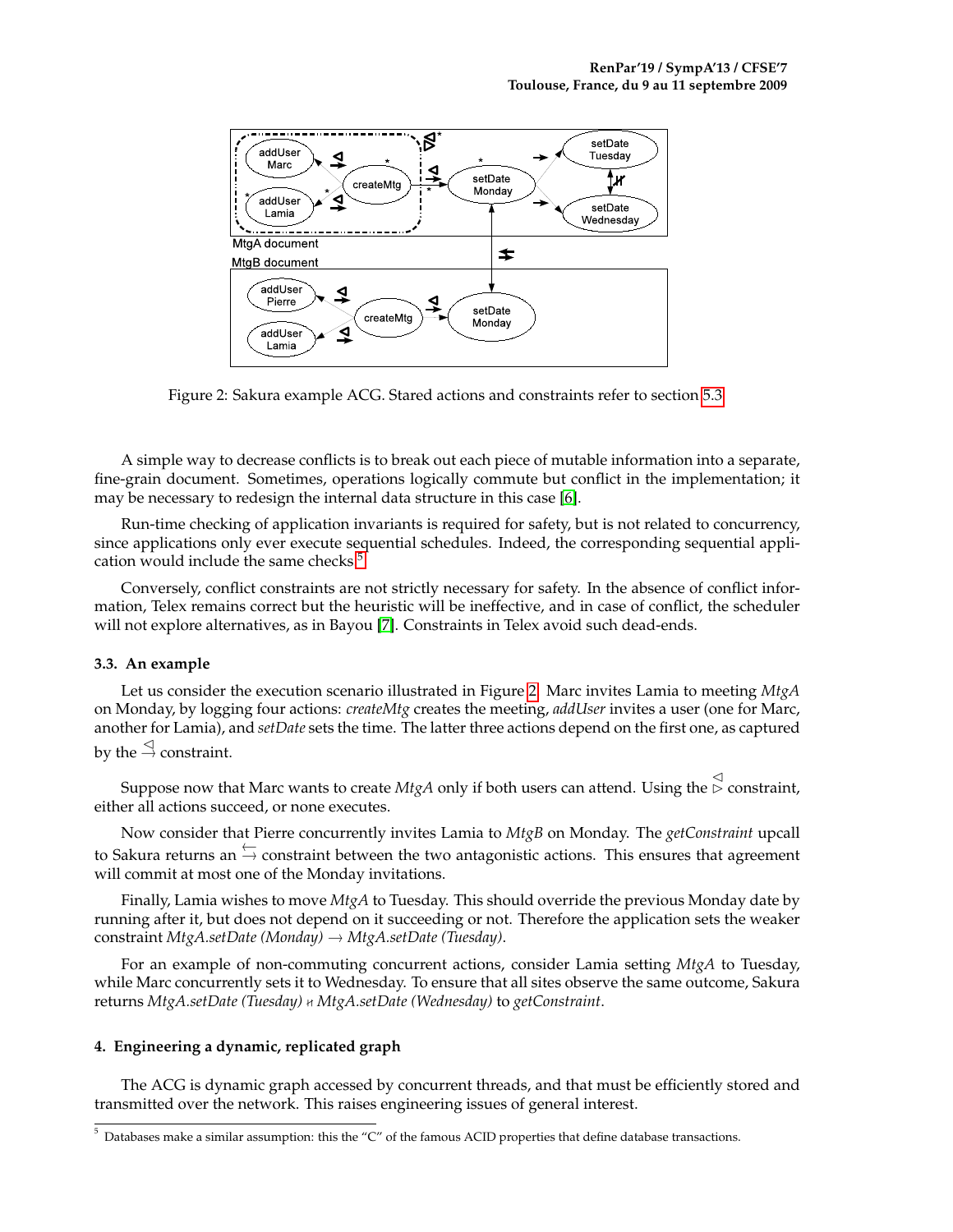Figure 2: Sakura example ACG. Stared actions and constraints refer to section 5.3

A simple way to decrease conflicts is to break out each piece of mutable information into a separate, fine-grain document. Sometimes, operations logically commute but conflict in the implementation; it may be necessary to redesign the internal data structure in this case [6].

Run-time checking of application invariants is required for safety, but is not related to concurrency, since applications only ever execute sequential schedules. Indeed, the corresponding sequential application would include the same checks.[5]

Conversely, conflict constraints are not strictly necessary for safety. In the absence of conflict information, Telex remains correct but the heuristic will be ineffective, and in case of conflict, the scheduler will not explore alternatives, as in Bayou [7]. Constraints in Telex avoid such dead-ends.

### 3.3. An example

Let us consider the execution scenario illustrated in Figure 2. Marc invites Lamia to meeting *MtgA* on Monday, by logging four actions: *createMtg* creates the meeting, *addUser* invites a user (one for Marc, another for Lamia), and *setDate* sets the time. The latter three actions depend on the first one, as captured by the $\overset{\lhd}{\rightarrow}$ constraint.

Suppose now that Marc wants to create *MtgA* only if both users can attend. Using the $\overset{\lhd}{\rhd}$ constraint, either all actions succeed, or none executes.

Now consider that Pierre concurrently invites Lamia to *MtgB* on Monday. The *getConstraint* upcall to Sakura returns an $\overset{\leftarrow}{\not\rightarrow}$ constraint between the two antagonistic actions. This ensures that agreement will commit at most one of the Monday invitations.

Finally, Lamia wishes to move *MtgA* to Tuesday. This should override the previous Monday date by running after it, but does not depend on it succeeding or not. Therefore the application sets the weaker constraint *MtgA.setDate (Monday)* $\rightarrow$ *MtgA.setDate (Tuesday)*.

For an example of non-commuting concurrent actions, consider Lamia setting *MtgA* to Tuesday, while Marc concurrently sets it to Wednesday. To ensure that all sites observe the same outcome, Sakura returns *MtgA.setDate (Tuesday)* $\nleftrightarrow$ *MtgA.setDate (Wednesday)* to *getConstraint*.

## 4. Engineering a dynamic, replicated graph

The ACG is dynamic graph accessed by concurrent threads, and that must be efficiently stored and transmitted over the network. This raises engineering issues of general interest.

[5] Databases make a similar assumption: this the "C" of the famous ACID properties that define database transactions.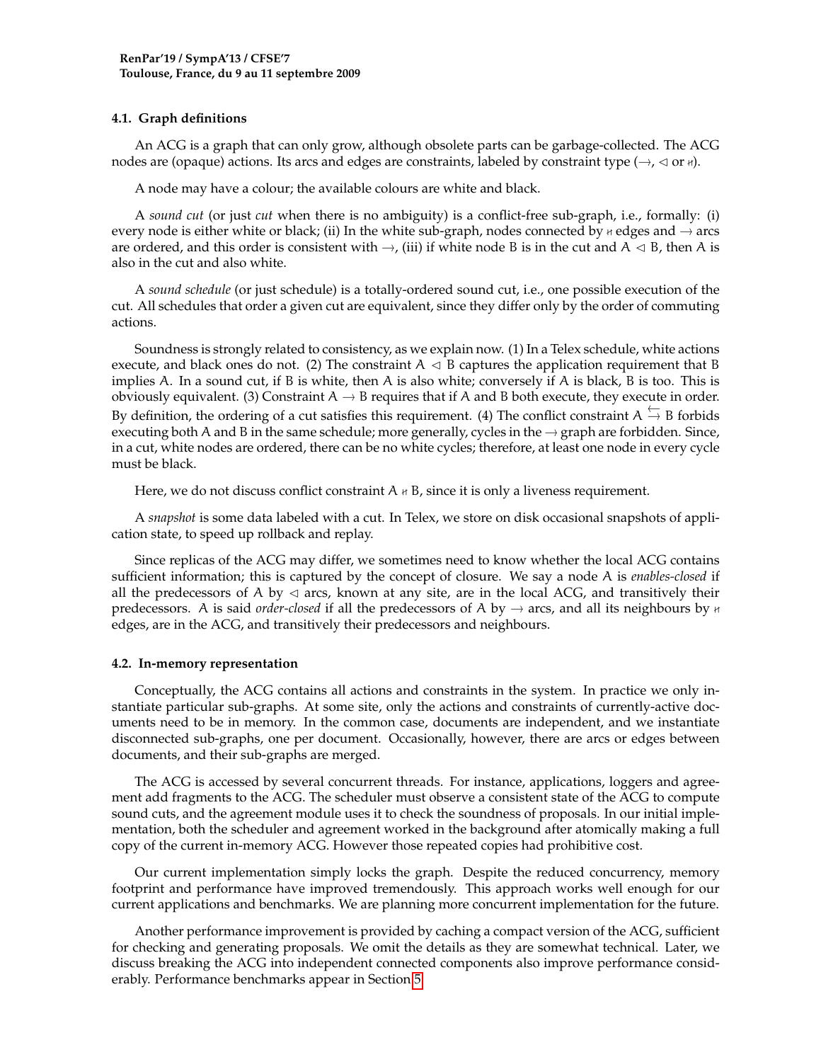#### 4.1. Graph definitions

An ACG is a graph that can only grow, although obsolete parts can be garbage-collected. The ACG nodes are (opaque) actions. Its arcs and edges are constraints, labeled by constraint type ($\rightarrow$, $\lhd$ or $\nparallel$).

A node may have a colour; the available colours are white and black.

A *sound cut* (or just *cut* when there is no ambiguity) is a conflict-free sub-graph, i.e., formally: (i) every node is either white or black; (ii) In the white sub-graph, nodes connected by $\nparallel$ edges and $\rightarrow$ arcs are ordered, and this order is consistent with $\rightarrow$, (iii) if white node B is in the cut and $A \lhd B$, then A is also in the cut and also white.

A *sound schedule* (or just schedule) is a totally-ordered sound cut, i.e., one possible execution of the cut. All schedules that order a given cut are equivalent, since they differ only by the order of commuting actions.

Soundness is strongly related to consistency, as we explain now. (1) In a Telex schedule, white actions execute, and black ones do not. (2) The constraint $A \lhd B$ captures the application requirement that B implies A. In a sound cut, if B is white, then A is also white; conversely if A is black, B is too. This is obviously equivalent. (3) Constraint $A \rightarrow B$ requires that if A and B both execute, they execute in order. By definition, the ordering of a cut satisfies this requirement. (4) The conflict constraint $A \leftrightarrows B$ forbids executing both A and B in the same schedule; more generally, cycles in the $\rightarrow$ graph are forbidden. Since, in a cut, white nodes are ordered, there can be no white cycles; therefore, at least one node in every cycle must be black.

Here, we do not discuss conflict constraint $A \nparallel B$, since it is only a liveness requirement.

A *snapshot* is some data labeled with a cut. In Telex, we store on disk occasional snapshots of application state, to speed up rollback and replay.

Since replicas of the ACG may differ, we sometimes need to know whether the local ACG contains sufficient information; this is captured by the concept of closure. We say a node A is *enables-closed* if all the predecessors of A by $\lhd$ arcs, known at any site, are in the local ACG, and transitively their predecessors. A is said *order-closed* if all the predecessors of A by $\rightarrow$ arcs, and all its neighbours by $\nparallel$ edges, are in the ACG, and transitively their predecessors and neighbours.

#### 4.2. In-memory representation

Conceptually, the ACG contains all actions and constraints in the system. In practice we only instantiate particular sub-graphs. At some site, only the actions and constraints of currently-active documents need to be in memory. In the common case, documents are independent, and we instantiate disconnected sub-graphs, one per document. Occasionally, however, there are arcs or edges between documents, and their sub-graphs are merged.

The ACG is accessed by several concurrent threads. For instance, applications, loggers and agreement add fragments to the ACG. The scheduler must observe a consistent state of the ACG to compute sound cuts, and the agreement module uses it to check the soundness of proposals. In our initial implementation, both the scheduler and agreement worked in the background after atomically making a full copy of the current in-memory ACG. However those repeated copies had prohibitive cost.

Our current implementation simply locks the graph. Despite the reduced concurrency, memory footprint and performance have improved tremendously. This approach works well enough for our current applications and benchmarks. We are planning more concurrent implementation for the future.

Another performance improvement is provided by caching a compact version of the ACG, sufficient for checking and generating proposals. We omit the details as they are somewhat technical. Later, we discuss breaking the ACG into independent connected components also improve performance considerably. Performance benchmarks appear in Section 5.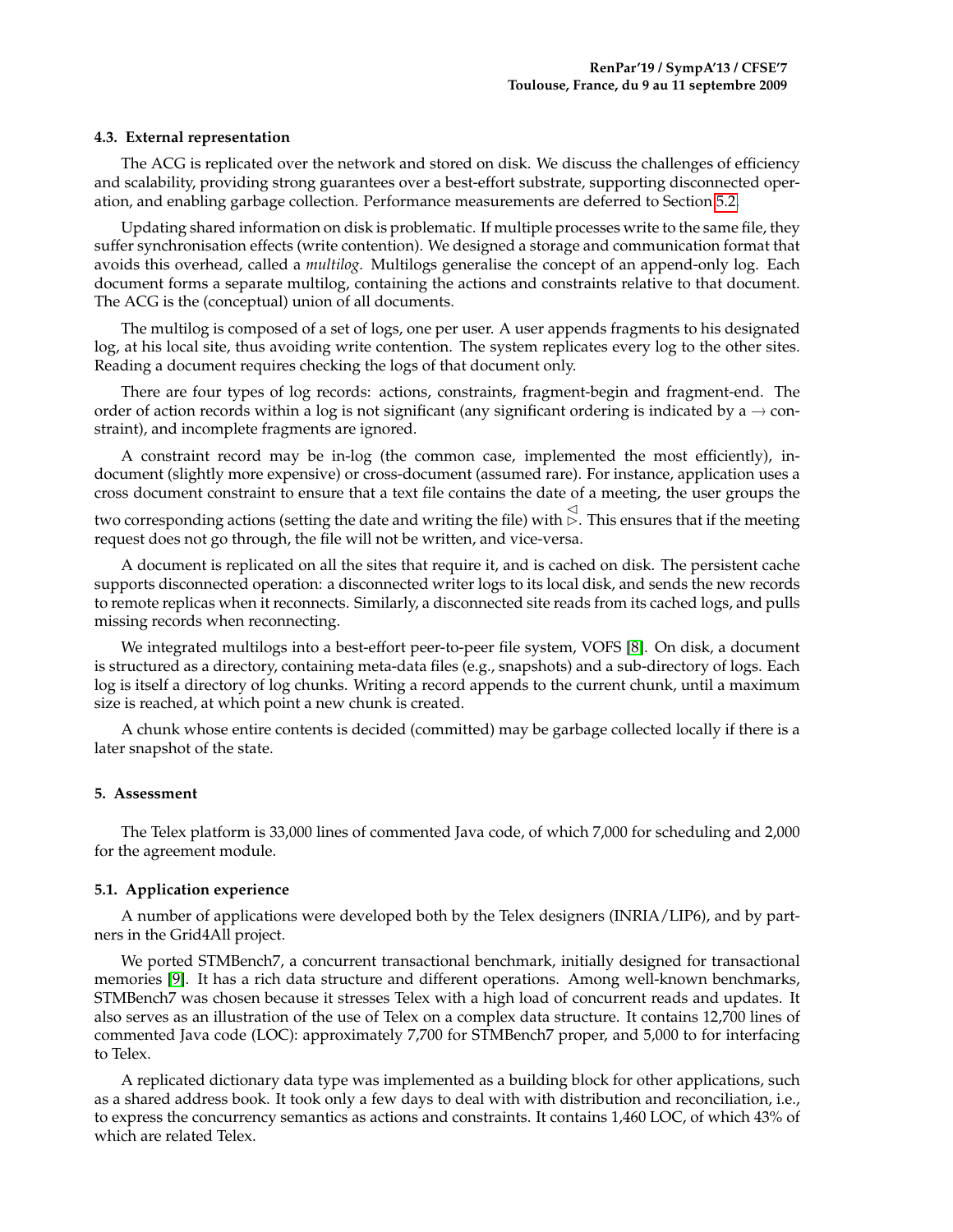### 4.3. External representation

The ACG is replicated over the network and stored on disk. We discuss the challenges of efficiency and scalability, providing strong guarantees over a best-effort substrate, supporting disconnected operation, and enabling garbage collection. Performance measurements are deferred to Section 5.2.

Updating shared information on disk is problematic. If multiple processes write to the same file, they suffer synchronisation effects (write contention). We designed a storage and communication format that avoids this overhead, called a *multilog*. Multilogs generalise the concept of an append-only log. Each document forms a separate multilog, containing the actions and constraints relative to that document. The ACG is the (conceptual) union of all documents.

The multilog is composed of a set of logs, one per user. A user appends fragments to his designated log, at his local site, thus avoiding write contention. The system replicates every log to the other sites. Reading a document requires checking the logs of that document only.

There are four types of log records: actions, constraints, fragment-begin and fragment-end. The order of action records within a log is not significant (any significant ordering is indicated by a $\rightarrow$ constraint), and incomplete fragments are ignored.

A constraint record may be in-log (the common case, implemented the most efficiently), in-document (slightly more expensive) or cross-document (assumed rare). For instance, application uses a cross document constraint to ensure that a text file contains the date of a meeting, the user groups the two corresponding actions (setting the date and writing the file) with $\overset{\lhd}{\rhd}$. This ensures that if the meeting request does not go through, the file will not be written, and vice-versa.

A document is replicated on all the sites that require it, and is cached on disk. The persistent cache supports disconnected operation: a disconnected writer logs to its local disk, and sends the new records to remote replicas when it reconnects. Similarly, a disconnected site reads from its cached logs, and pulls missing records when reconnecting.

We integrated multilogs into a best-effort peer-to-peer file system, VOFS [8]. On disk, a document is structured as a directory, containing meta-data files (e.g., snapshots) and a sub-directory of logs. Each log is itself a directory of log chunks. Writing a record appends to the current chunk, until a maximum size is reached, at which point a new chunk is created.

A chunk whose entire contents is decided (committed) may be garbage collected locally if there is a later snapshot of the state.

## 5. Assessment

The Telex platform is 33,000 lines of commented Java code, of which 7,000 for scheduling and 2,000 for the agreement module.

### 5.1. Application experience

A number of applications were developed both by the Telex designers (INRIA/LIP6), and by partners in the Grid4All project.

We ported STMBench7, a concurrent transactional benchmark, initially designed for transactional memories [9]. It has a rich data structure and different operations. Among well-known benchmarks, STMBench7 was chosen because it stresses Telex with a high load of concurrent reads and updates. It also serves as an illustration of the use of Telex on a complex data structure. It contains 12,700 lines of commented Java code (LOC): approximately 7,700 for STMBench7 proper, and 5,000 to for interfacing to Telex.

A replicated dictionary data type was implemented as a building block for other applications, such as a shared address book. It took only a few days to deal with with distribution and reconciliation, i.e., to express the concurrency semantics as actions and constraints. It contains 1,460 LOC, of which 43% of which are related Telex.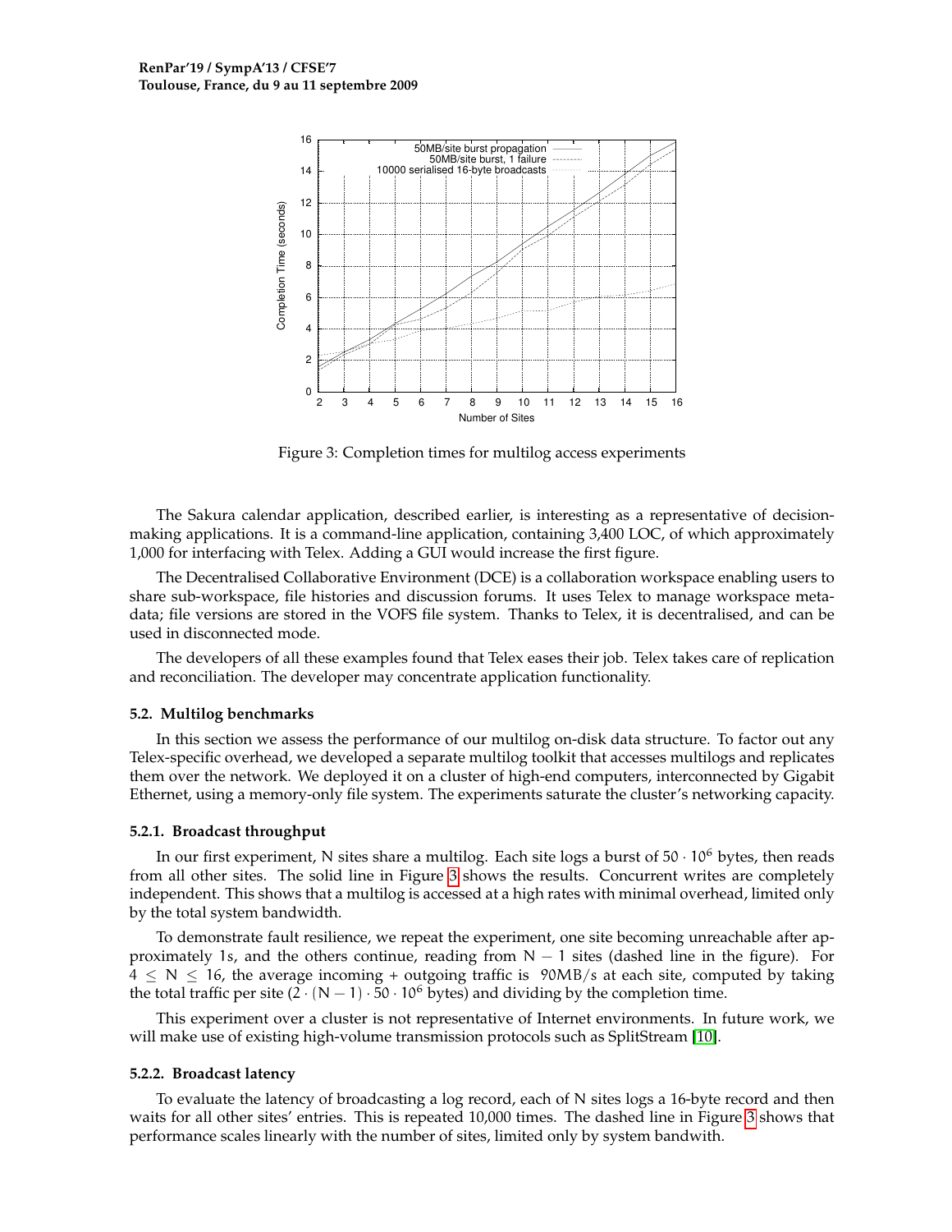Figure 3: Completion times for multilog access experiments

The Sakura calendar application, described earlier, is interesting as a representative of decision-making applications. It is a command-line application, containing 3,400 LOC, of which approximately 1,000 for interfacing with Telex. Adding a GUI would increase the first figure.

The Decentralised Collaborative Environment (DCE) is a collaboration workspace enabling users to share sub-workspace, file histories and discussion forums. It uses Telex to manage workspace meta-data; file versions are stored in the VOFS file system. Thanks to Telex, it is decentralised, and can be used in disconnected mode.

The developers of all these examples found that Telex eases their job. Telex takes care of replication and reconciliation. The developer may concentrate application functionality.

### 5.2. Multilog benchmarks

In this section we assess the performance of our multilog on-disk data structure. To factor out any Telex-specific overhead, we developed a separate multilog toolkit that accesses multilogs and replicates them over the network. We deployed it on a cluster of high-end computers, interconnected by Gigabit Ethernet, using a memory-only file system. The experiments saturate the cluster's networking capacity.

#### 5.2.1. Broadcast throughput

In our first experiment, N sites share a multilog. Each site logs a burst of $50 \cdot 10^6$ bytes, then reads from all other sites. The solid line in Figure 3 shows the results. Concurrent writes are completely independent. This shows that a multilog is accessed at a high rates with minimal overhead, limited only by the total system bandwidth.

To demonstrate fault resilience, we repeat the experiment, one site becoming unreachable after approximately 1s, and the others continue, reading from $N - 1$ sites (dashed line in the figure). For $4 \leq N \leq 16$, the average incoming + outgoing traffic is 90MB/s at each site, computed by taking the total traffic per site ($2 \cdot (N - 1) \cdot 50 \cdot 10^6$ bytes) and dividing by the completion time.

This experiment over a cluster is not representative of Internet environments. In future work, we will make use of existing high-volume transmission protocols such as SplitStream [10].

#### 5.2.2. Broadcast latency

To evaluate the latency of broadcasting a log record, each of N sites logs a 16-byte record and then waits for all other sites' entries. This is repeated 10,000 times. The dashed line in Figure 3 shows that performance scales linearly with the number of sites, limited only by system bandwith.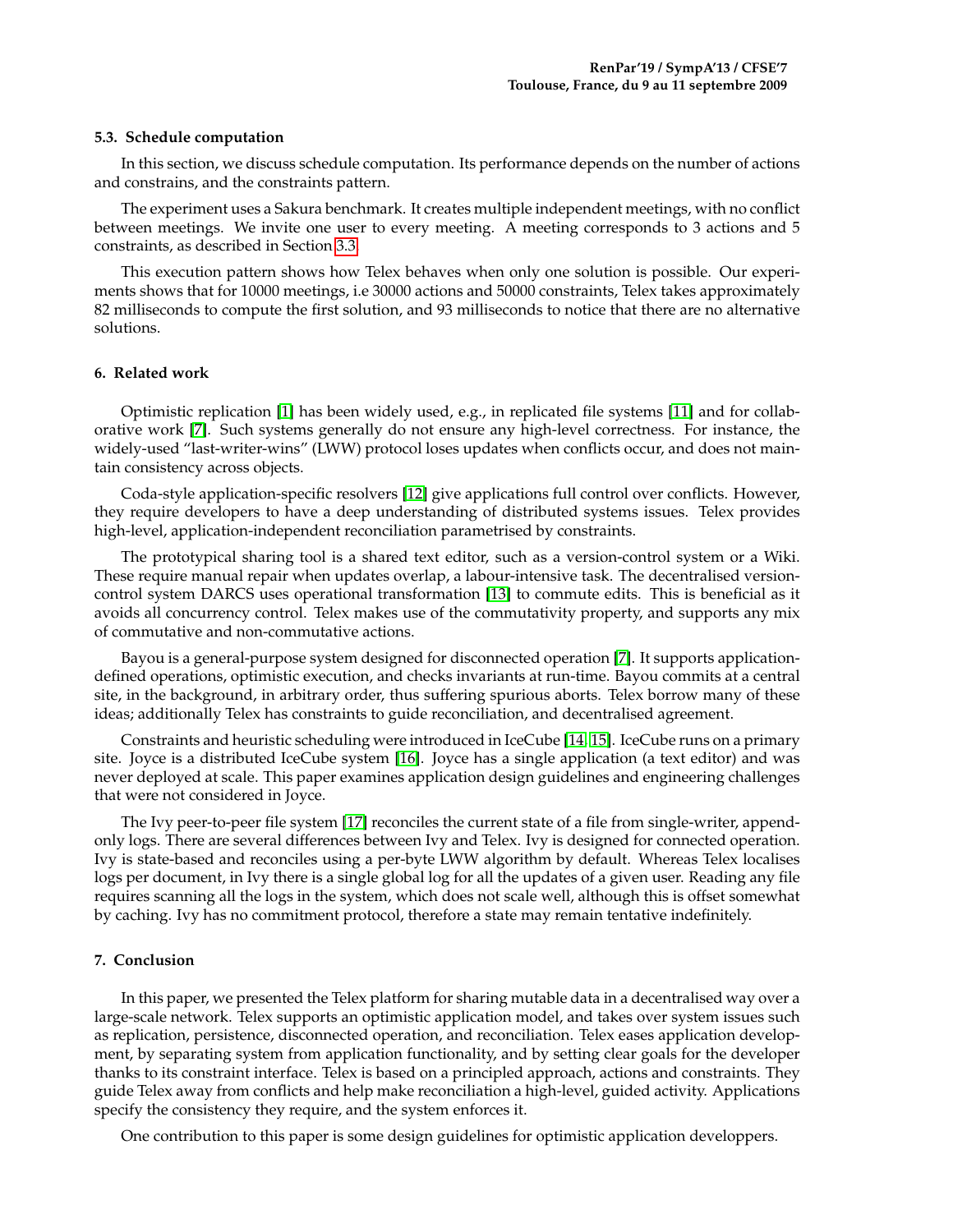### 5.3. Schedule computation

In this section, we discuss schedule computation. Its performance depends on the number of actions and constrains, and the constraints pattern.

The experiment uses a Sakura benchmark. It creates multiple independent meetings, with no conflict between meetings. We invite one user to every meeting. A meeting corresponds to 3 actions and 5 constraints, as described in Section 3.3.

This execution pattern shows how Telex behaves when only one solution is possible. Our experiments shows that for 10000 meetings, i.e 30000 actions and 50000 constraints, Telex takes approximately 82 milliseconds to compute the first solution, and 93 milliseconds to notice that there are no alternative solutions.

## 6. Related work

Optimistic replication [1] has been widely used, e.g., in replicated file systems [11] and for collaborative work [7]. Such systems generally do not ensure any high-level correctness. For instance, the widely-used "last-writer-wins" (LWW) protocol loses updates when conflicts occur, and does not maintain consistency across objects.

Coda-style application-specific resolvers [12] give applications full control over conflicts. However, they require developers to have a deep understanding of distributed systems issues. Telex provides high-level, application-independent reconciliation parametrised by constraints.

The prototypical sharing tool is a shared text editor, such as a version-control system or a Wiki. These require manual repair when updates overlap, a labour-intensive task. The decentralised version-control system DARCS uses operational transformation [13] to commute edits. This is beneficial as it avoids all concurrency control. Telex makes use of the commutativity property, and supports any mix of commutative and non-commutative actions.

Bayou is a general-purpose system designed for disconnected operation [7]. It supports application-defined operations, optimistic execution, and checks invariants at run-time. Bayou commits at a central site, in the background, in arbitrary order, thus suffering spurious aborts. Telex borrow many of these ideas; additionally Telex has constraints to guide reconciliation, and decentralised agreement.

Constraints and heuristic scheduling were introduced in IceCube [14, 15]. IceCube runs on a primary site. Joyce is a distributed IceCube system [16]. Joyce has a single application (a text editor) and was never deployed at scale. This paper examines application design guidelines and engineering challenges that were not considered in Joyce.

The Ivy peer-to-peer file system [17] reconciles the current state of a file from single-writer, append-only logs. There are several differences between Ivy and Telex. Ivy is designed for connected operation. Ivy is state-based and reconciles using a per-byte LWW algorithm by default. Whereas Telex localises logs per document, in Ivy there is a single global log for all the updates of a given user. Reading any file requires scanning all the logs in the system, which does not scale well, although this is offset somewhat by caching. Ivy has no commitment protocol, therefore a state may remain tentative indefinitely.

## 7. Conclusion

In this paper, we presented the Telex platform for sharing mutable data in a decentralised way over a large-scale network. Telex supports an optimistic application model, and takes over system issues such as replication, persistence, disconnected operation, and reconciliation. Telex eases application development, by separating system from application functionality, and by setting clear goals for the developer thanks to its constraint interface. Telex is based on a principled approach, actions and constraints. They guide Telex away from conflicts and help make reconciliation a high-level, guided activity. Applications specify the consistency they require, and the system enforces it.

One contribution to this paper is some design guidelines for optimistic application developpers.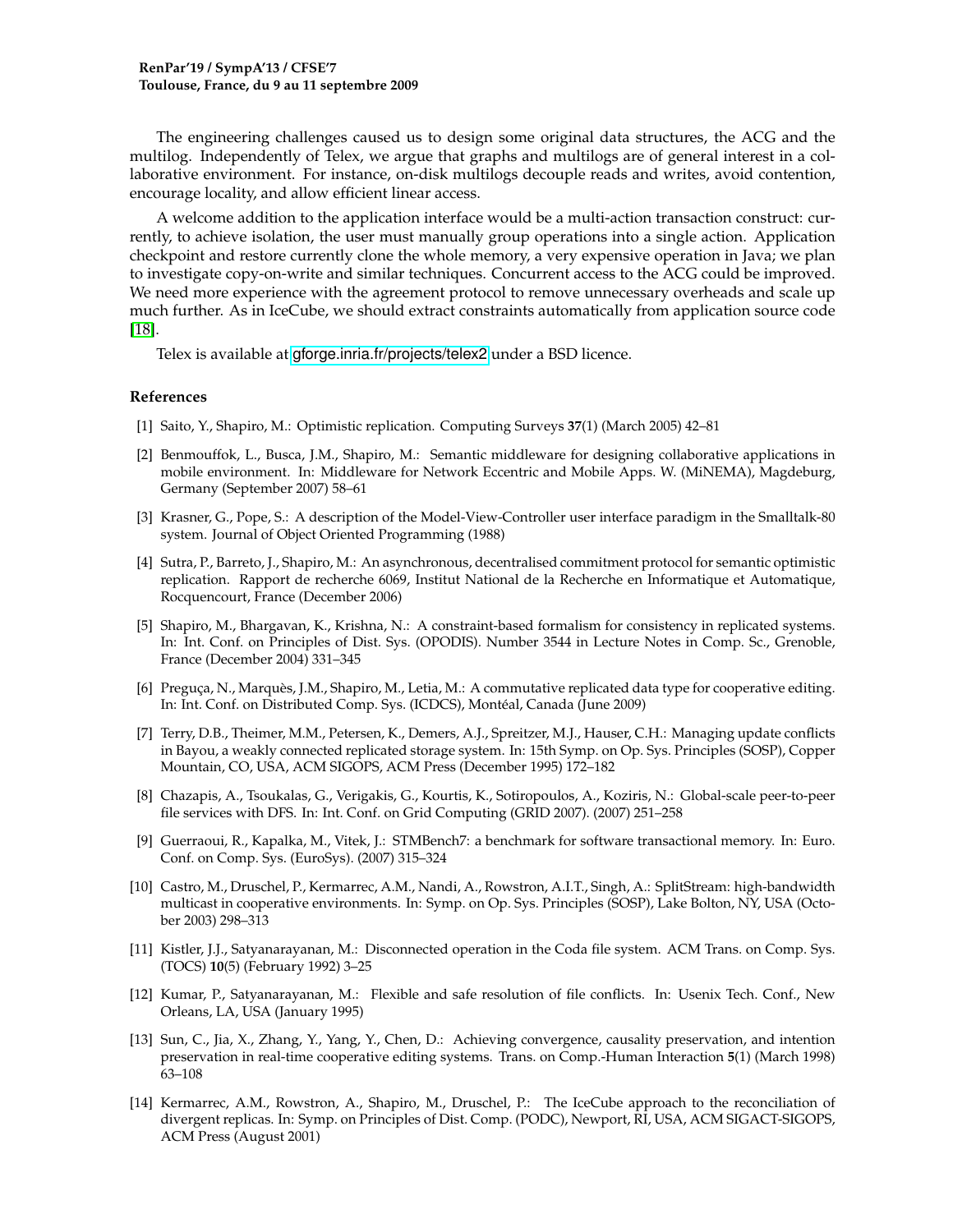The engineering challenges caused us to design some original data structures, the ACG and the multilog. Independently of Telex, we argue that graphs and multilogs are of general interest in a collaborative environment. For instance, on-disk multilogs decouple reads and writes, avoid contention, encourage locality, and allow efficient linear access.

A welcome addition to the application interface would be a multi-action transaction construct: currently, to achieve isolation, the user must manually group operations into a single action. Application checkpoint and restore currently clone the whole memory, a very expensive operation in Java; we plan to investigate copy-on-write and similar techniques. Concurrent access to the ACG could be improved. We need more experience with the agreement protocol to remove unnecessary overheads and scale up much further. As in IceCube, we should extract constraints automatically from application source code [18].

Telex is available at gforge.inria.fr/projects/telex2 under a BSD licence.

### References

[1] Saito, Y., Shapiro, M.: Optimistic replication. Computing Surveys **37**(1) (March 2005) 42–81

[2] Benmouffok, L., Busca, J.M., Shapiro, M.: Semantic middleware for designing collaborative applications in mobile environment. In: Middleware for Network Eccentric and Mobile Apps. W. (MiNEMA), Magdeburg, Germany (September 2007) 58–61

[3] Krasner, G., Pope, S.: A description of the Model-View-Controller user interface paradigm in the Smalltalk-80 system. Journal of Object Oriented Programming (1988)

[4] Sutra, P., Barreto, J., Shapiro, M.: An asynchronous, decentralised commitment protocol for semantic optimistic replication. Rapport de recherche 6069, Institut National de la Recherche en Informatique et Automatique, Rocquencourt, France (December 2006)

[5] Shapiro, M., Bhargavan, K., Krishna, N.: A constraint-based formalism for consistency in replicated systems. In: Int. Conf. on Principles of Dist. Sys. (OPODIS). Number 3544 in Lecture Notes in Comp. Sc., Grenoble, France (December 2004) 331–345

[6] Preguça, N., Marquès, J.M., Shapiro, M., Letia, M.: A commutative replicated data type for cooperative editing. In: Int. Conf. on Distributed Comp. Sys. (ICDCS), Montéal, Canada (June 2009)

[7] Terry, D.B., Theimer, M.M., Petersen, K., Demers, A.J., Spreitzer, M.J., Hauser, C.H.: Managing update conflicts in Bayou, a weakly connected replicated storage system. In: 15th Symp. on Op. Sys. Principles (SOSP), Copper Mountain, CO, USA, ACM SIGOPS, ACM Press (December 1995) 172–182

[8] Chazapis, A., Tsoukalas, G., Verigakis, G., Kourtis, K., Sotiropoulos, A., Koziris, N.: Global-scale peer-to-peer file services with DFS. In: Int. Conf. on Grid Computing (GRID 2007). (2007) 251–258

[9] Guerraoui, R., Kapalka, M., Vitek, J.: STMBench7: a benchmark for software transactional memory. In: Euro. Conf. on Comp. Sys. (EuroSys). (2007) 315–324

[10] Castro, M., Druschel, P., Kermarrec, A.M., Nandi, A., Rowstron, A.I.T., Singh, A.: SplitStream: high-bandwidth multicast in cooperative environments. In: Symp. on Op. Sys. Principles (SOSP), Lake Bolton, NY, USA (October 2003) 298–313

[11] Kistler, J.J., Satyanarayanan, M.: Disconnected operation in the Coda file system. ACM Trans. on Comp. Sys. (TOCS) **10**(5) (February 1992) 3–25

[12] Kumar, P., Satyanarayanan, M.: Flexible and safe resolution of file conflicts. In: Usenix Tech. Conf., New Orleans, LA, USA (January 1995)

[13] Sun, C., Jia, X., Zhang, Y., Yang, Y., Chen, D.: Achieving convergence, causality preservation, and intention preservation in real-time cooperative editing systems. Trans. on Comp.-Human Interaction **5**(1) (March 1998) 63–108

[14] Kermarrec, A.M., Rowstron, A., Shapiro, M., Druschel, P.: The IceCube approach to the reconciliation of divergent replicas. In: Symp. on Principles of Dist. Comp. (PODC), Newport, RI, USA, ACM SIGACT-SIGOPS, ACM Press (August 2001)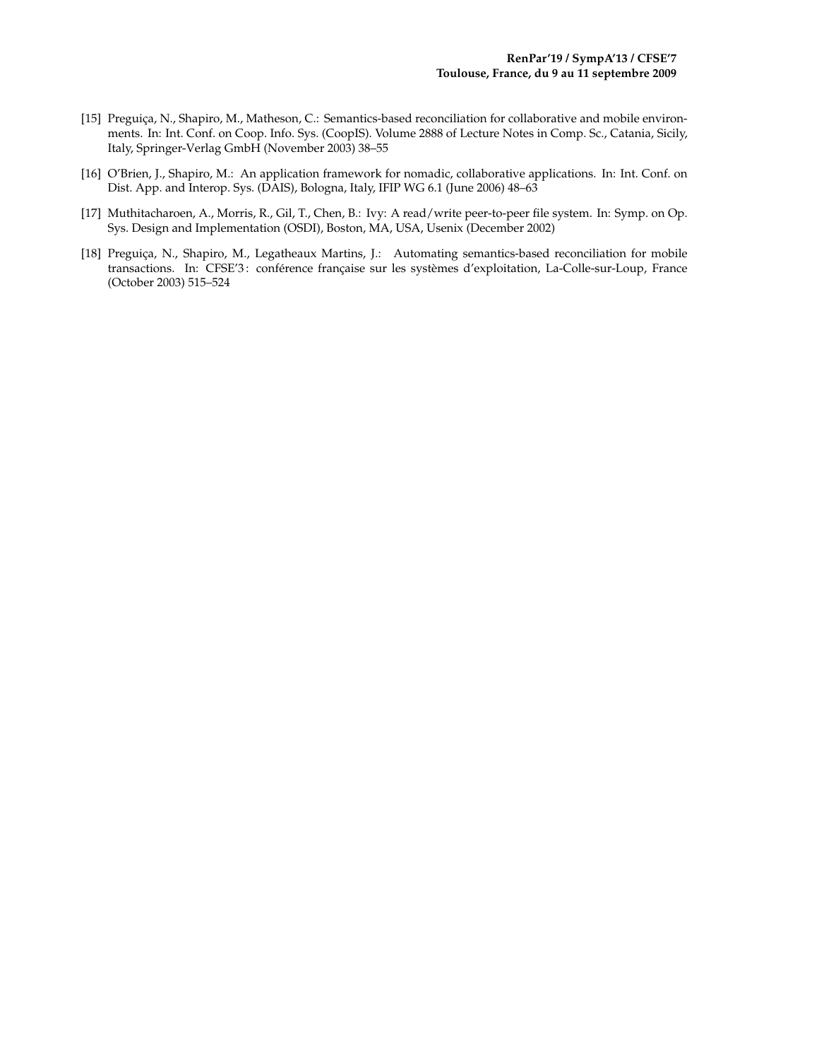[15] Preguiça, N., Shapiro, M., Matheson, C.: Semantics-based reconciliation for collaborative and mobile environments. In: Int. Conf. on Coop. Info. Sys. (CoopIS). Volume 2888 of Lecture Notes in Comp. Sc., Catania, Sicily, Italy, Springer-Verlag GmbH (November 2003) 38–55

[16] O'Brien, J., Shapiro, M.: An application framework for nomadic, collaborative applications. In: Int. Conf. on Dist. App. and Interop. Sys. (DAIS), Bologna, Italy, IFIP WG 6.1 (June 2006) 48–63

[17] Muthitacharoen, A., Morris, R., Gil, T., Chen, B.: Ivy: A read/write peer-to-peer file system. In: Symp. on Op. Sys. Design and Implementation (OSDI), Boston, MA, USA, Usenix (December 2002)

[18] Preguiça, N., Shapiro, M., Legatheaux Martins, J.: Automating semantics-based reconciliation for mobile transactions. In: CFSE'3 : conférence française sur les systèmes d'exploitation, La-Colle-sur-Loup, France (October 2003) 515–524